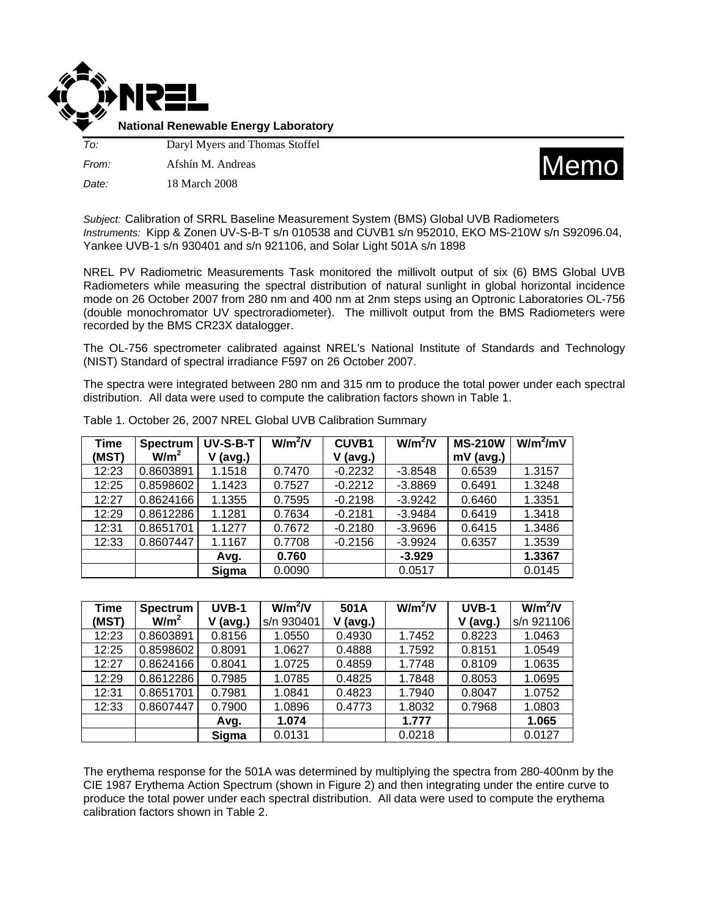**National Renewable Energy Laboratory**

*To:* Daryl Myers and Thomas Stoffel

*From:* Afshín M. Andreas

*Date:* 18 March 2008

# Memo

*Subject:* Calibration of SRRL Baseline Measurement System (BMS) Global UVB Radiometers
*Instruments:* Kipp & Zonen UV-S-B-T s/n 010538 and CUVB1 s/n 952010, EKO MS-210W s/n S92096.04, Yankee UVB-1 s/n 930401 and s/n 921106, and Solar Light 501A s/n 1898

NREL PV Radiometric Measurements Task monitored the millivolt output of six (6) BMS Global UVB Radiometers while measuring the spectral distribution of natural sunlight in global horizontal incidence mode on 26 October 2007 from 280 nm and 400 nm at 2nm steps using an Optronic Laboratories OL-756 (double monochromator UV spectroradiometer). The millivolt output from the BMS Radiometers were recorded by the BMS CR23X datalogger.

The OL-756 spectrometer calibrated against NREL's National Institute of Standards and Technology (NIST) Standard of spectral irradiance F597 on 26 October 2007.

The spectra were integrated between 280 nm and 315 nm to produce the total power under each spectral distribution. All data were used to compute the calibration factors shown in Table 1.

Table 1. October 26, 2007 NREL Global UVB Calibration Summary

| Time (MST) | Spectrum $W/m^2$ | UV-S-B-T V (avg.) | $W/m^2/V$ | CUVB1 V (avg.) | $W/m^2/V$ | MS-210W mV (avg.) | $W/m^2/mV$ |
|---|---|---|---|---|---|---|---|
| 12:23 | 0.8603891 | 1.1518 | 0.7470 | -0.2232 | -3.8548 | 0.6539 | 1.3157 |
| 12:25 | 0.8598602 | 1.1423 | 0.7527 | -0.2212 | -3.8869 | 0.6491 | 1.3248 |
| 12:27 | 0.8624166 | 1.1355 | 0.7595 | -0.2198 | -3.9242 | 0.6460 | 1.3351 |
| 12:29 | 0.8612286 | 1.1281 | 0.7634 | -0.2181 | -3.9484 | 0.6419 | 1.3418 |
| 12:31 | 0.8651701 | 1.1277 | 0.7672 | -0.2180 | -3.9696 | 0.6415 | 1.3486 |
| 12:33 | 0.8607447 | 1.1167 | 0.7708 | -0.2156 | -3.9924 | 0.6357 | 1.3539 |
| | | **Avg.** | **0.760** | | **-3.929** | | **1.3367** |
| | | **Sigma** | 0.0090 | | 0.0517 | | 0.0145 |

| Time (MST) | Spectrum $W/m^2$ | UVB-1 V (avg.) | $W/m^2/V$ s/n 930401 | 501A V (avg.) | $W/m^2/V$ | UVB-1 V (avg.) | $W/m^2/V$ s/n 921106 |
|---|---|---|---|---|---|---|---|
| 12:23 | 0.8603891 | 0.8156 | 1.0550 | 0.4930 | 1.7452 | 0.8223 | 1.0463 |
| 12:25 | 0.8598602 | 0.8091 | 1.0627 | 0.4888 | 1.7592 | 0.8151 | 1.0549 |
| 12:27 | 0.8624166 | 0.8041 | 1.0725 | 0.4859 | 1.7748 | 0.8109 | 1.0635 |
| 12:29 | 0.8612286 | 0.7985 | 1.0785 | 0.4825 | 1.7848 | 0.8053 | 1.0695 |
| 12:31 | 0.8651701 | 0.7981 | 1.0841 | 0.4823 | 1.7940 | 0.8047 | 1.0752 |
| 12:33 | 0.8607447 | 0.7900 | 1.0896 | 0.4773 | 1.8032 | 0.7968 | 1.0803 |
| | | **Avg.** | **1.074** | | **1.777** | | **1.065** |
| | | **Sigma** | 0.0131 | | 0.0218 | | 0.0127 |

The erythema response for the 501A was determined by multiplying the spectra from 280-400nm by the CIE 1987 Erythema Action Spectrum (shown in Figure 2) and then integrating under the entire curve to produce the total power under each spectral distribution. All data were used to compute the erythema calibration factors shown in Table 2.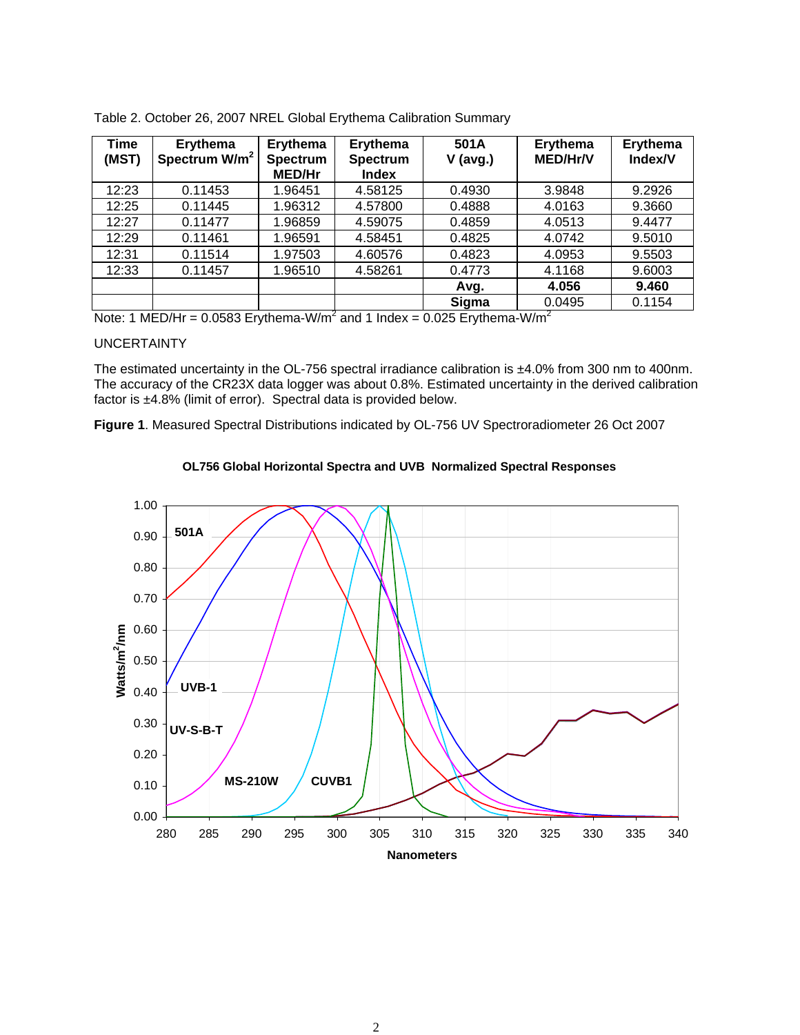Table 2. October 26, 2007 NREL Global Erythema Calibration Summary

| Time (MST) | Erythema Spectrum W/m$^2$ | Erythema Spectrum MED/Hr | Erythema Spectrum Index | 501A V (avg.) | Erythema MED/Hr/V | Erythema Index/V |
|---|---|---|---|---|---|---|
| 12:23 | 0.11453 | 1.96451 | 4.58125 | 0.4930 | 3.9848 | 9.2926 |
| 12:25 | 0.11445 | 1.96312 | 4.57800 | 0.4888 | 4.0163 | 9.3660 |
| 12:27 | 0.11477 | 1.96859 | 4.59075 | 0.4859 | 4.0513 | 9.4477 |
| 12:29 | 0.11461 | 1.96591 | 4.58451 | 0.4825 | 4.0742 | 9.5010 |
| 12:31 | 0.11514 | 1.97503 | 4.60576 | 0.4823 | 4.0953 | 9.5503 |
| 12:33 | 0.11457 | 1.96510 | 4.58261 | 0.4773 | 4.1168 | 9.6003 |
| | | | | **Avg.** | **4.056** | **9.460** |
| | | | | **Sigma** | 0.0495 | 0.1154 |

Note: 1 MED/Hr = 0.0583 Erythema-W/m$^2$ and 1 Index = 0.025 Erythema-W/m$^2$

UNCERTAINTY

The estimated uncertainty in the OL-756 spectral irradiance calibration is ±4.0% from 300 nm to 400nm. The accuracy of the CR23X data logger was about 0.8%. Estimated uncertainty in the derived calibration factor is ±4.8% (limit of error). Spectral data is provided below.

**Figure 1**. Measured Spectral Distributions indicated by OL-756 UV Spectroradiometer 26 Oct 2007

**OL756 Global Horizontal Spectra and UVB Normalized Spectral Responses**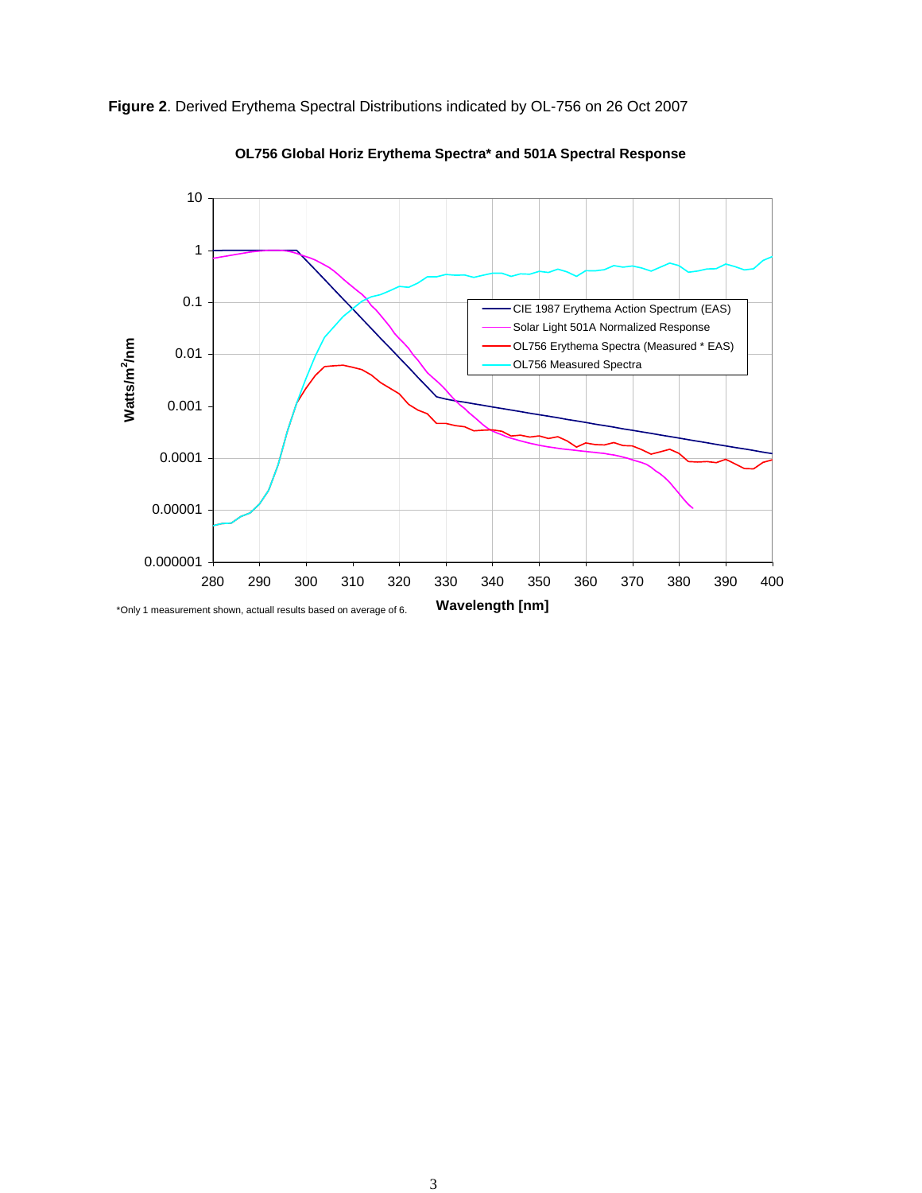**Figure 2**. Derived Erythema Spectral Distributions indicated by OL-756 on 26 Oct 2007

**OL756 Global Horiz Erythema Spectra* and 501A Spectral Response**

Watts/m²/nm

10
1
0.1
0.01
0.001
0.0001
0.00001
0.000001

280 290 300 310 320 330 340 350 360 370 380 390 400

**Wavelength [nm]**

CIE 1987 Erythema Action Spectrum (EAS)
Solar Light 501A Normalized Response
OL756 Erythema Spectra (Measured * EAS)
OL756 Measured Spectra

*Only 1 measurement shown, actuall results based on average of 6.